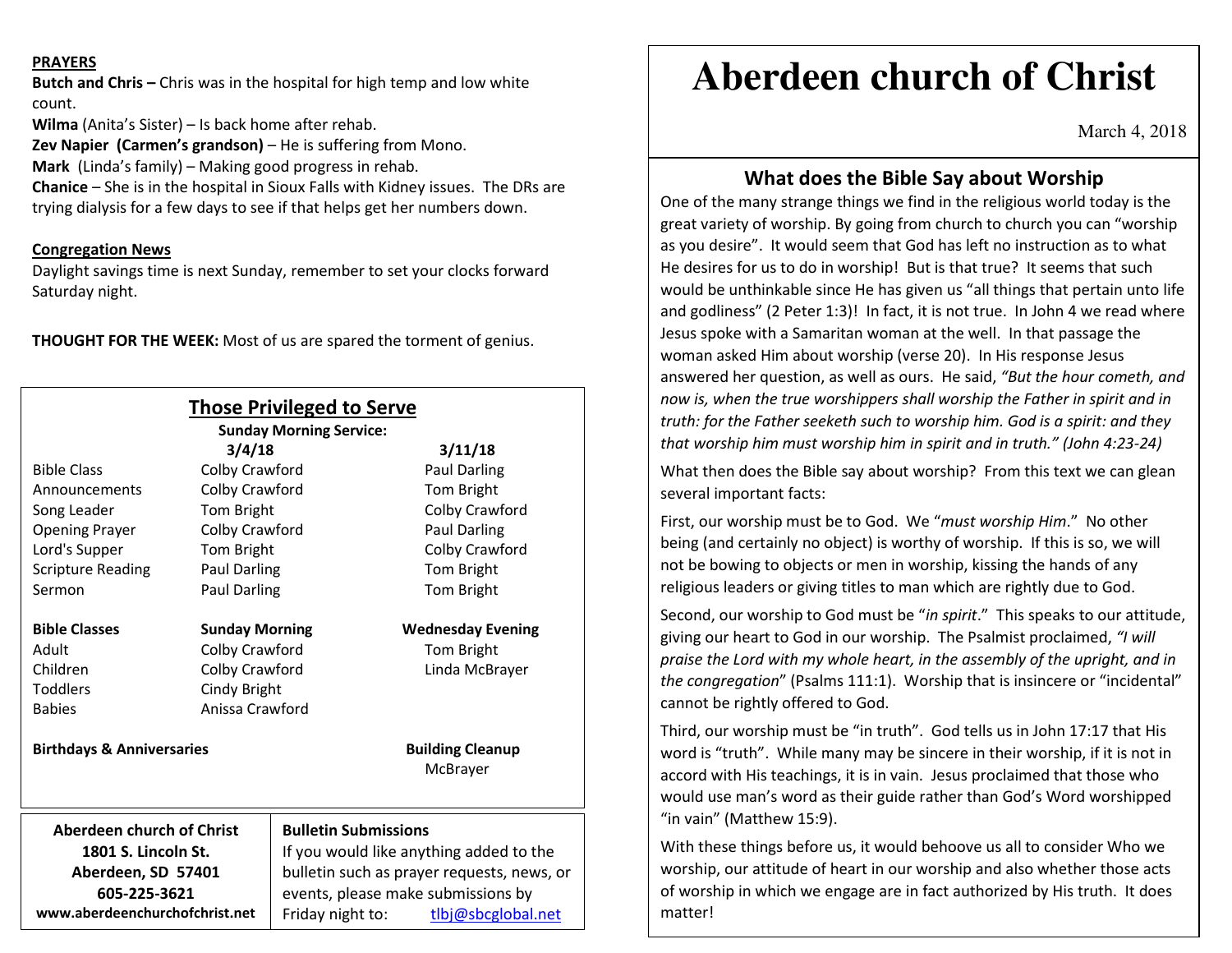# Aberdeen church of Christ

March 4, 2018

## What does the Bible Say about Worship

One of the many strange things we find in the religious world today is the great variety of worship. By going from church to church you can "worship as you desire". It would seem that God has left no instruction as to what He desires for us to do in worship! But is that true? It seems that such would be unthinkable since He has given us "all things that pertain unto life and godliness" (2 Peter 1:3)! In fact, it is not true. In John 4 we read where Jesus spoke with a Samaritan woman at the well. In that passage the woman asked Him about worship (verse 20). In His response Jesus answered her question, as well as ours. He said, *"But the hour cometh, and now is, when the true worshippers shall worship the Father in spirit and in truth: for the Father seeketh such to worship him. God is a spirit: and they that worship him must worship him in spirit and in truth." (John 4:23-24)*

What then does the Bible say about worship? From this text we can glean several important facts:

First, our worship must be to God. We "*must worship Him*." No other being (and certainly no object) is worthy of worship. If this is so, we will not be bowing to objects or men in worship, kissing the hands of any religious leaders or giving titles to man which are rightly due to God.

Second, our worship to God must be "*in spirit*." This speaks to our attitude, giving our heart to God in our worship. The Psalmist proclaimed, *"I will praise the Lord with my whole heart, in the assembly of the upright, and in the congregation*" (Psalms 111:1). Worship that is insincere or "incidental" cannot be rightly offered to God.

Third, our worship must be "in truth". God tells us in John 17:17 that His word is "truth". While many may be sincere in their worship, if it is not in accord with His teachings, it is in vain. Jesus proclaimed that those who would use man's word as their guide rather than God's Word worshipped "in vain" (Matthew 15:9).

With these things before us, it would behoove us all to consider Who we worship, our attitude of heart in our worship and also whether those acts of worship in which we engage are in fact authorized by His truth. It does matter!

---

**PRAYERS**

**Butch and Chris –** Chris was in the hospital for high temp and low white count.

**Wilma** (Anita's Sister) – Is back home after rehab.

**Zev Napier (Carmen's grandson)** – He is suffering from Mono.

**Mark** (Linda's family) – Making good progress in rehab.

**Chanice** – She is in the hospital in Sioux Falls with Kidney issues. The DRs are trying dialysis for a few days to see if that helps get her numbers down.

**Congregation News**

Daylight savings time is next Sunday, remember to set your clocks forward Saturday night.

**THOUGHT FOR THE WEEK:** Most of us are spared the torment of genius.

## Those Privileged to Serve

**Sunday Morning Service:**

| | 3/4/18 | 3/11/18 |
|---|---|---|
| Bible Class | Colby Crawford | Paul Darling |
| Announcements | Colby Crawford | Tom Bright |
| Song Leader | Tom Bright | Colby Crawford |
| Opening Prayer | Colby Crawford | Paul Darling |
| Lord's Supper | Tom Bright | Colby Crawford |
| Scripture Reading | Paul Darling | Tom Bright |
| Sermon | Paul Darling | Tom Bright |

| **Bible Classes** | **Sunday Morning** | **Wednesday Evening** |
|---|---|---|
| Adult | Colby Crawford | Tom Bright |
| Children | Colby Crawford | Linda McBrayer |
| Toddlers | Cindy Bright | |
| Babies | Anissa Crawford | |

**Birthdays & Anniversaries**

**Building Cleanup**
McBrayer

**Aberdeen church of Christ**
**1801 S. Lincoln St.**
**Aberdeen, SD 57401**
**605-225-3621**
**www.aberdeenchurchofchrist.net**

**Bulletin Submissions**
If you would like anything added to the bulletin such as prayer requests, news, or events, please make submissions by Friday night to: tlbj@sbcglobal.net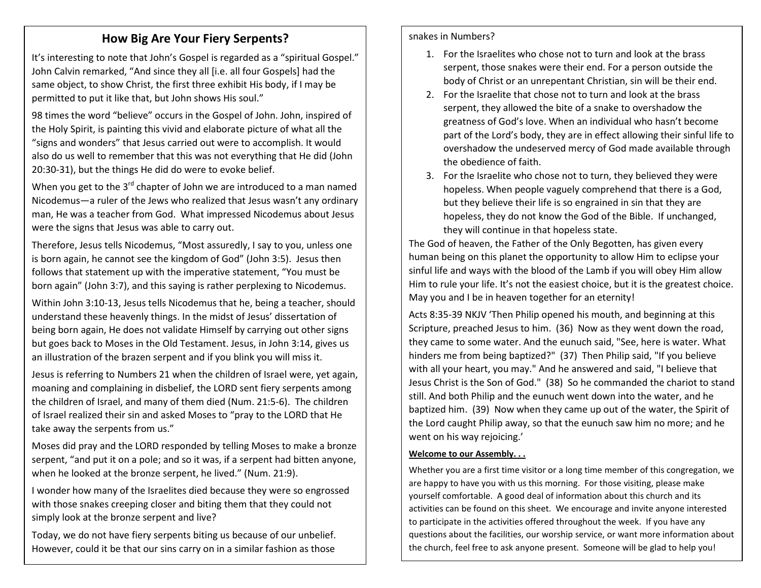## How Big Are Your Fiery Serpents?

It's interesting to note that John's Gospel is regarded as a "spiritual Gospel." John Calvin remarked, "And since they all [i.e. all four Gospels] had the same object, to show Christ, the first three exhibit His body, if I may be permitted to put it like that, but John shows His soul."

98 times the word "believe" occurs in the Gospel of John. John, inspired of the Holy Spirit, is painting this vivid and elaborate picture of what all the "signs and wonders" that Jesus carried out were to accomplish. It would also do us well to remember that this was not everything that He did (John 20:30-31), but the things He did do were to evoke belief.

When you get to the 3rd chapter of John we are introduced to a man named Nicodemus—a ruler of the Jews who realized that Jesus wasn't any ordinary man, He was a teacher from God. What impressed Nicodemus about Jesus were the signs that Jesus was able to carry out.

Therefore, Jesus tells Nicodemus, "Most assuredly, I say to you, unless one is born again, he cannot see the kingdom of God" (John 3:5). Jesus then follows that statement up with the imperative statement, "You must be born again" (John 3:7), and this saying is rather perplexing to Nicodemus.

Within John 3:10-13, Jesus tells Nicodemus that he, being a teacher, should understand these heavenly things. In the midst of Jesus' dissertation of being born again, He does not validate Himself by carrying out other signs but goes back to Moses in the Old Testament. Jesus, in John 3:14, gives us an illustration of the brazen serpent and if you blink you will miss it.

Jesus is referring to Numbers 21 when the children of Israel were, yet again, moaning and complaining in disbelief, the LORD sent fiery serpents among the children of Israel, and many of them died (Num. 21:5-6). The children of Israel realized their sin and asked Moses to "pray to the LORD that He take away the serpents from us."

Moses did pray and the LORD responded by telling Moses to make a bronze serpent, "and put it on a pole; and so it was, if a serpent had bitten anyone, when he looked at the bronze serpent, he lived." (Num. 21:9).

I wonder how many of the Israelites died because they were so engrossed with those snakes creeping closer and biting them that they could not simply look at the bronze serpent and live?

Today, we do not have fiery serpents biting us because of our unbelief. However, could it be that our sins carry on in a similar fashion as those snakes in Numbers?

1. For the Israelites who chose not to turn and look at the brass serpent, those snakes were their end. For a person outside the body of Christ or an unrepentant Christian, sin will be their end.
2. For the Israelite that chose not to turn and look at the brass serpent, they allowed the bite of a snake to overshadow the greatness of God's love. When an individual who hasn't become part of the Lord's body, they are in effect allowing their sinful life to overshadow the undeserved mercy of God made available through the obedience of faith.
3. For the Israelite who chose not to turn, they believed they were hopeless. When people vaguely comprehend that there is a God, but they believe their life is so engrained in sin that they are hopeless, they do not know the God of the Bible. If unchanged, they will continue in that hopeless state.

The God of heaven, the Father of the Only Begotten, has given every human being on this planet the opportunity to allow Him to eclipse your sinful life and ways with the blood of the Lamb if you will obey Him allow Him to rule your life. It's not the easiest choice, but it is the greatest choice. May you and I be in heaven together for an eternity!

Acts 8:35-39 NKJV 'Then Philip opened his mouth, and beginning at this Scripture, preached Jesus to him. (36) Now as they went down the road, they came to some water. And the eunuch said, "See, here is water. What hinders me from being baptized?" (37) Then Philip said, "If you believe with all your heart, you may." And he answered and said, "I believe that Jesus Christ is the Son of God." (38) So he commanded the chariot to stand still. And both Philip and the eunuch went down into the water, and he baptized him. (39) Now when they came up out of the water, the Spirit of the Lord caught Philip away, so that the eunuch saw him no more; and he went on his way rejoicing.'

**Welcome to our Assembly. . .**

Whether you are a first time visitor or a long time member of this congregation, we are happy to have you with us this morning. For those visiting, please make yourself comfortable. A good deal of information about this church and its activities can be found on this sheet. We encourage and invite anyone interested to participate in the activities offered throughout the week. If you have any questions about the facilities, our worship service, or want more information about the church, feel free to ask anyone present. Someone will be glad to help you!